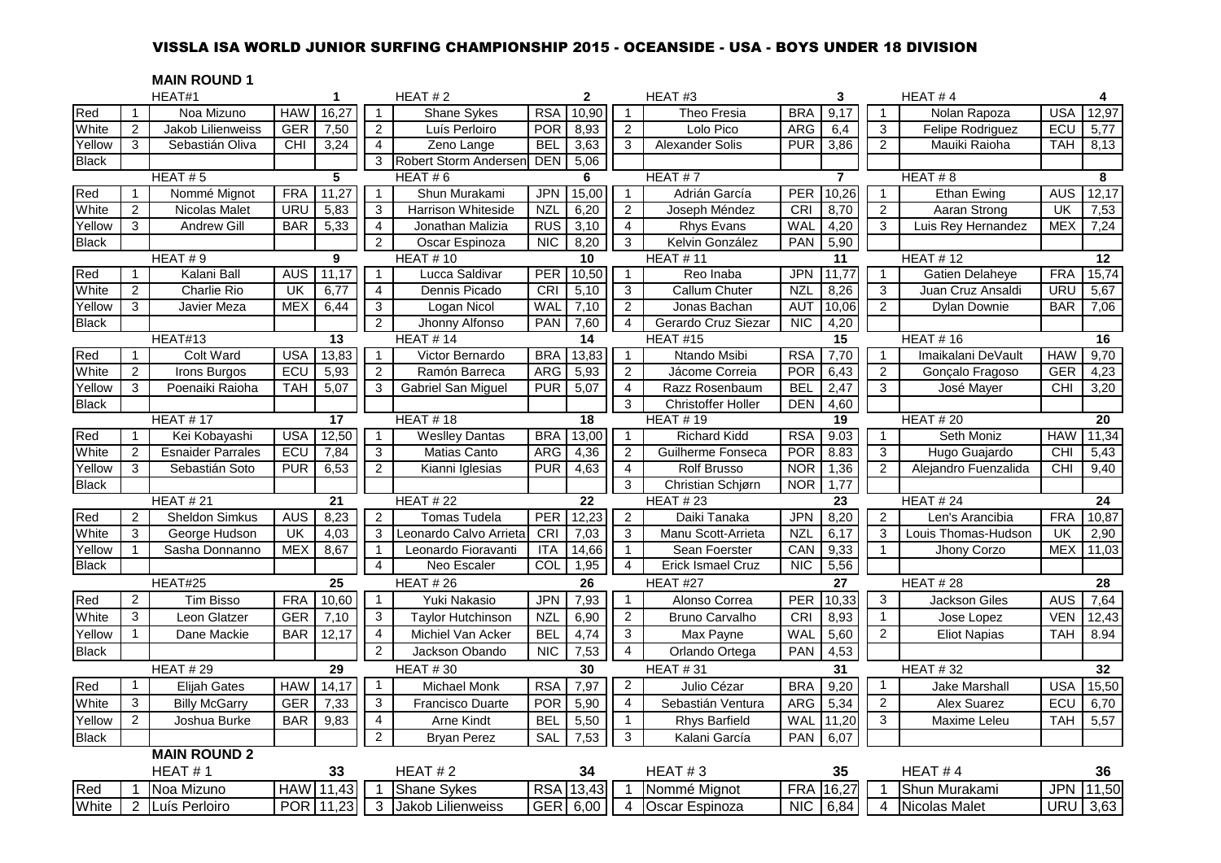# VISSLA ISA WORLD JUNIOR SURFING CHAMPIONSHIP 2015 - OCEANSIDE - USA - BOYS UNDER 18 DIVISION

## MAIN ROUND 1

| | | HEAT#1 | | 1 | | HEAT # 2 | | 2 | | HEAT #3 | | 3 | | HEAT # 4 | | 4 |
|---|---|---|---|---|---|---|---|---|---|---|---|---|---|---|---|---|
| Red | 1 | Noa Mizuno | HAW | 16,27 | 1 | Shane Sykes | RSA | 10,90 | 1 | Theo Fresia | BRA | 9,17 | 1 | Nolan Rapoza | USA | 12,97 |
| White | 2 | Jakob Lilienweiss | GER | 7,50 | 2 | Luís Perloiro | POR | 8,93 | 2 | Lolo Pico | ARG | 6,4 | 3 | Felipe Rodriguez | ECU | 5,77 |
| Yellow | 3 | Sebastián Oliva | CHI | 3,24 | 4 | Zeno Lange | BEL | 3,63 | 3 | Alexander Solis | PUR | 3,86 | 2 | Mauiki Raioha | TAH | 8,13 |
| Black | | | | | 3 | Robert Storm Andersen | DEN | 5,06 | | | | | | | | |
| | | HEAT # 5 | | 5 | | HEAT # 6 | | 6 | | HEAT # 7 | | 7 | | HEAT # 8 | | 8 |
| Red | 1 | Nommé Mignot | FRA | 11,27 | 1 | Shun Murakami | JPN | 15,00 | 1 | Adrián García | PER | 10,26 | 1 | Ethan Ewing | AUS | 12,17 |
| White | 2 | Nicolas Malet | URU | 5,83 | 3 | Harrison Whiteside | NZL | 6,20 | 2 | Joseph Méndez | CRI | 8,70 | 2 | Aaran Strong | UK | 7,53 |
| Yellow | 3 | Andrew Gill | BAR | 5,33 | 4 | Jonathan Malizia | RUS | 3,10 | 4 | Rhys Evans | WAL | 4,20 | 3 | Luis Rey Hernandez | MEX | 7,24 |
| Black | | | | | 2 | Oscar Espinoza | NIC | 8,20 | 3 | Kelvin González | PAN | 5,90 | | | | |
| | | HEAT # 9 | | 9 | | HEAT # 10 | | 10 | | HEAT # 11 | | 11 | | HEAT # 12 | | 12 |
| Red | 1 | Kalani Ball | AUS | 11,17 | 1 | Lucca Saldivar | PER | 10,50 | 1 | Reo Inaba | JPN | 11,77 | 1 | Gatien Delaheye | FRA | 15,74 |
| White | 2 | Charlie Rio | UK | 6,77 | 4 | Dennis Picado | CRI | 5,10 | 3 | Callum Chuter | NZL | 8,26 | 3 | Juan Cruz Ansaldi | URU | 5,67 |
| Yellow | 3 | Javier Meza | MEX | 6,44 | 3 | Logan Nicol | WAL | 7,10 | 2 | Jonas Bachan | AUT | 10,06 | 2 | Dylan Downie | BAR | 7,06 |
| Black | | | | | 2 | Jhonny Alfonso | PAN | 7,60 | 4 | Gerardo Cruz Siezar | NIC | 4,20 | | | | |
| | | HEAT#13 | | 13 | | HEAT # 14 | | 14 | | HEAT #15 | | 15 | | HEAT # 16 | | 16 |
| Red | 1 | Colt Ward | USA | 13,83 | 1 | Victor Bernardo | BRA | 13,83 | 1 | Ntando Msibi | RSA | 7,70 | 1 | Imaikalani DeVault | HAW | 9,70 |
| White | 2 | Irons Burgos | ECU | 5,93 | 2 | Ramón Barreca | ARG | 5,93 | 2 | Jácome Correia | POR | 6,43 | 2 | Gonçalo Fragoso | GER | 4,23 |
| Yellow | 3 | Poenaiki Raioha | TAH | 5,07 | 3 | Gabriel San Miguel | PUR | 5,07 | 4 | Razz Rosenbaum | BEL | 2,47 | 3 | José Mayer | CHI | 3,20 |
| Black | | | | | | | | | 3 | Christoffer Holler | DEN | 4,60 | | | | |
| | | HEAT # 17 | | 17 | | HEAT # 18 | | 18 | | HEAT # 19 | | 19 | | HEAT # 20 | | 20 |
| Red | 1 | Kei Kobayashi | USA | 12,50 | 1 | Weslley Dantas | BRA | 13,00 | 1 | Richard Kidd | RSA | 9.03 | 1 | Seth Moniz | HAW | 11,34 |
| White | 2 | Esnaider Parrales | ECU | 7,84 | 3 | Matias Canto | ARG | 4,36 | 2 | Guilherme Fonseca | POR | 8.83 | 3 | Hugo Guajardo | CHI | 5,43 |
| Yellow | 3 | Sebastián Soto | PUR | 6,53 | 2 | Kianni Iglesias | PUR | 4,63 | 4 | Rolf Brusso | NOR | 1,36 | 2 | Alejandro Fuenzalida | CHI | 9,40 |
| Black | | | | | | | | | 3 | Christian Schjørn | NOR | 1,77 | | | | |
| | | HEAT # 21 | | 21 | | HEAT # 22 | | 22 | | HEAT # 23 | | 23 | | HEAT # 24 | | 24 |
| Red | 2 | Sheldon Simkus | AUS | 8,23 | 2 | Tomas Tudela | PER | 12,23 | 2 | Daiki Tanaka | JPN | 8,20 | 2 | Len's Arancibia | FRA | 10,87 |
| White | 3 | George Hudson | UK | 4,03 | 3 | Leonardo Calvo Arrieta | CRI | 7,03 | 3 | Manu Scott-Arrieta | NZL | 6,17 | 3 | Louis Thomas-Hudson | UK | 2,90 |
| Yellow | 1 | Sasha Donnanno | MEX | 8,67 | 1 | Leonardo Fioravanti | ITA | 14,66 | 1 | Sean Foerster | CAN | 9,33 | 1 | Jhony Corzo | MEX | 11,03 |
| Black | | | | | 4 | Neo Escaler | COL | 1,95 | 4 | Erick Ismael Cruz | NIC | 5,56 | | | | |
| | | HEAT#25 | | 25 | | HEAT # 26 | | 26 | | HEAT #27 | | 27 | | HEAT # 28 | | 28 |
| Red | 2 | Tim Bisso | FRA | 10,60 | 1 | Yuki Nakasio | JPN | 7,93 | 1 | Alonso Correa | PER | 10,33 | 3 | Jackson Giles | AUS | 7,64 |
| White | 3 | Leon Glatzer | GER | 7,10 | 3 | Taylor Hutchinson | NZL | 6,90 | 2 | Bruno Carvalho | CRI | 8,93 | 1 | Jose Lopez | VEN | 12,43 |
| Yellow | 1 | Dane Mackie | BAR | 12,17 | 4 | Michiel Van Acker | BEL | 4,74 | 3 | Max Payne | WAL | 5,60 | 2 | Eliot Napias | TAH | 8.94 |
| Black | | | | | 2 | Jackson Obando | NIC | 7,53 | 4 | Orlando Ortega | PAN | 4,53 | | | | |
| | | HEAT # 29 | | 29 | | HEAT # 30 | | 30 | | HEAT # 31 | | 31 | | HEAT # 32 | | 32 |
| Red | 1 | Elijah Gates | HAW | 14,17 | 1 | Michael Monk | RSA | 7,97 | 2 | Julio Cézar | BRA | 9,20 | 1 | Jake Marshall | USA | 15,50 |
| White | 3 | Billy McGarry | GER | 7,33 | 3 | Francisco Duarte | POR | 5,90 | 4 | Sebastián Ventura | ARG | 5,34 | 2 | Alex Suarez | ECU | 6,70 |
| Yellow | 2 | Joshua Burke | BAR | 9,83 | 4 | Arne Kindt | BEL | 5,50 | 1 | Rhys Barfield | WAL | 11,20 | 3 | Maxime Leleu | TAH | 5,57 |
| Black | | | | | 2 | Bryan Perez | SAL | 7,53 | 3 | Kalani García | PAN | 6,07 | | | | |

## MAIN ROUND 2

| | | HEAT # 1 | | 33 | | HEAT # 2 | | 34 | | HEAT # 3 | | 35 | | HEAT # 4 | | 36 |
|---|---|---|---|---|---|---|---|---|---|---|---|---|---|---|---|---|
| Red | 1 | Noa Mizuno | HAW | 11,43 | 1 | Shane Sykes | RSA | 13,43 | 1 | Nommé Mignot | FRA | 16,27 | 1 | Shun Murakami | JPN | 11,50 |
| White | 2 | Luís Perloiro | POR | 11,23 | 3 | Jakob Lilienweiss | GER | 6,00 | 4 | Oscar Espinoza | NIC | 6,84 | 4 | Nicolas Malet | URU | 3,63 |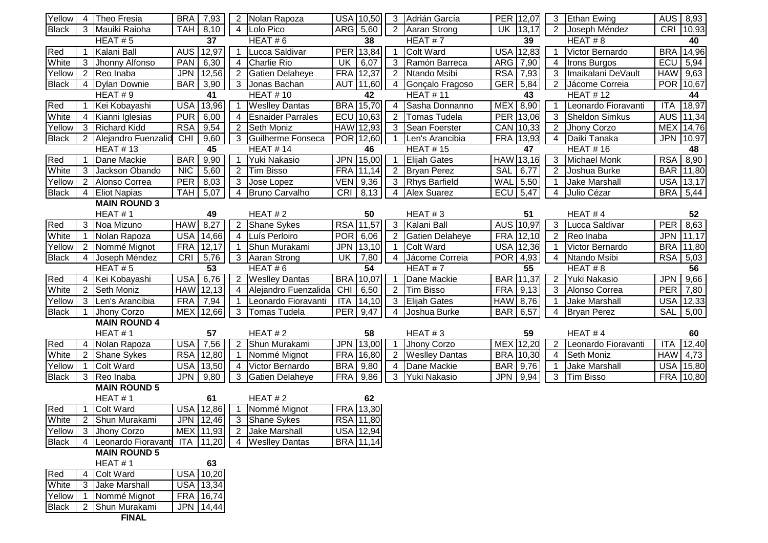| | | | | | | | | | | | | | | | | | | | |
|---|---|---|---|---|---|---|---|---|---|---|---|---|---|---|---|---|---|---|---|
| Yellow | 4 | Theo Fresia | BRA | 7,93 | 2 | Nolan Rapoza | USA | 10,50 | 3 | Adrián García | PER | 12,07 | 3 | Ethan Ewing | AUS | 8,93 |
| Black | 3 | Mauiki Raioha | TAH | 8,10 | 4 | Lolo Pico | ARG | 5,60 | 2 | Aaran Strong | UK | 13,17 | 2 | Joseph Méndez | CRI | 10,93 |
| | | HEAT # 5 | | 37 | | HEAT # 6 | | 38 | | HEAT # 7 | | 39 | | HEAT # 8 | | 40 |
| Red | 1 | Kalani Ball | AUS | 12,97 | 1 | Lucca Saldivar | PER | 13,84 | 1 | Colt Ward | USA | 12,83 | 1 | Victor Bernardo | BRA | 14,96 |
| White | 3 | Jhonny Alfonso | PAN | 6,30 | 4 | Charlie Rio | UK | 6,07 | 3 | Ramón Barreca | ARG | 7,90 | 4 | Irons Burgos | ECU | 5,94 |
| Yellow | 2 | Reo Inaba | JPN | 12,56 | 2 | Gatien Delaheye | FRA | 12,37 | 2 | Ntando Msibi | RSA | 7,93 | 3 | Imaikalani DeVault | HAW | 9,63 |
| Black | 4 | Dylan Downie | BAR | 3,90 | 3 | Jonas Bachan | AUT | 11,60 | 4 | Gonçalo Fragoso | GER | 5,84 | 2 | Jácome Correia | POR | 10,67 |
| | | HEAT # 9 | | 41 | | HEAT # 10 | | 42 | | HEAT # 11 | | 43 | | HEAT # 12 | | 44 |
| Red | 1 | Kei Kobayashi | USA | 13,96 | 1 | Weslley Dantas | BRA | 15,70 | 4 | Sasha Donnanno | MEX | 8,90 | 1 | Leonardo Fioravanti | ITA | 18,97 |
| White | 4 | Kianni Iglesias | PUR | 6,00 | 4 | Esnaider Parrales | ECU | 10,63 | 2 | Tomas Tudela | PER | 13,06 | 3 | Sheldon Simkus | AUS | 11,34 |
| Yellow | 3 | Richard Kidd | RSA | 9,54 | 2 | Seth Moniz | HAW | 12,93 | 3 | Sean Foerster | CAN | 10,33 | 2 | Jhony Corzo | MEX | 14,76 |
| Black | 2 | Alejandro Fuenzalid | CHI | 9,60 | 3 | Guilherme Fonseca | POR | 12,60 | 1 | Len's Arancibia | FRA | 13,93 | 4 | Daiki Tanaka | JPN | 10,97 |
| | | HEAT # 13 | | 45 | | HEAT # 14 | | 46 | | HEAT # 15 | | 47 | | HEAT # 16 | | 48 |
| Red | 1 | Dane Mackie | BAR | 9,90 | 1 | Yuki Nakasio | JPN | 15,00 | 1 | Elijah Gates | HAW | 13,16 | 3 | Michael Monk | RSA | 8,90 |
| White | 3 | Jackson Obando | NIC | 5,60 | 2 | Tim Bisso | FRA | 11,14 | 2 | Bryan Perez | SAL | 6,77 | 2 | Joshua Burke | BAR | 11,80 |
| Yellow | 2 | Alonso Correa | PER | 8,03 | 3 | Jose Lopez | VEN | 9,36 | 3 | Rhys Barfield | WAL | 5,50 | 1 | Jake Marshall | USA | 13,17 |
| Black | 4 | Eliot Napias | TAH | 5,07 | 4 | Bruno Carvalho | CRI | 8,13 | 4 | Alex Suarez | ECU | 5,47 | 4 | Julio Cézar | BRA | 5,44 |
| | | **MAIN ROUND 3** | | | | | | | | | | | | | | |
| | | HEAT # 1 | | 49 | | HEAT # 2 | | 50 | | HEAT # 3 | | 51 | | HEAT # 4 | | 52 |
| Red | 3 | Noa Mizuno | HAW | 8,27 | 2 | Shane Sykes | RSA | 11,57 | 3 | Kalani Ball | AUS | 10,97 | 3 | Lucca Saldivar | PER | 8,63 |
| White | 1 | Nolan Rapoza | USA | 14,66 | 4 | Luís Perloiro | POR | 6,06 | 2 | Gatien Delaheye | FRA | 12,10 | 2 | Reo Inaba | JPN | 11,17 |
| Yellow | 2 | Nommé Mignot | FRA | 12,17 | 1 | Shun Murakami | JPN | 13,10 | 1 | Colt Ward | USA | 12,36 | 1 | Victor Bernardo | BRA | 11,80 |
| Black | 4 | Joseph Méndez | CRI | 5,76 | 3 | Aaran Strong | UK | 7,80 | 4 | Jácome Correia | POR | 4,93 | 4 | Ntando Msibi | RSA | 5,03 |
| | | HEAT # 5 | | 53 | | HEAT # 6 | | 54 | | HEAT # 7 | | 55 | | HEAT # 8 | | 56 |
| Red | 4 | Kei Kobayashi | USA | 6,76 | 2 | Weslley Dantas | BRA | 10,07 | 1 | Dane Mackie | BAR | 11,37 | 2 | Yuki Nakasio | JPN | 9,66 |
| White | 2 | Seth Moniz | HAW | 12,13 | 4 | Alejandro Fuenzalida | CHI | 6,50 | 2 | Tim Bisso | FRA | 9,13 | 3 | Alonso Correa | PER | 7,80 |
| Yellow | 3 | Len's Arancibia | FRA | 7,94 | 1 | Leonardo Fioravanti | ITA | 14,10 | 3 | Elijah Gates | HAW | 8,76 | 1 | Jake Marshall | USA | 12,33 |
| Black | 1 | Jhony Corzo | MEX | 12,66 | 3 | Tomas Tudela | PER | 9,47 | 4 | Joshua Burke | BAR | 6,57 | 4 | Bryan Perez | SAL | 5,00 |
| | | **MAIN ROUND 4** | | | | | | | | | | | | | | |
| | | HEAT # 1 | | 57 | | HEAT # 2 | | 58 | | HEAT # 3 | | 59 | | HEAT # 4 | | 60 |
| Red | 4 | Nolan Rapoza | USA | 7,56 | 2 | Shun Murakami | JPN | 13,00 | 1 | Jhony Corzo | MEX | 12,20 | 2 | Leonardo Fioravanti | ITA | 12,40 |
| White | 2 | Shane Sykes | RSA | 12,80 | 1 | Nommé Mignot | FRA | 16,80 | 2 | Weslley Dantas | BRA | 10,30 | 4 | Seth Moniz | HAW | 4,73 |
| Yellow | 1 | Colt Ward | USA | 13,50 | 4 | Victor Bernardo | BRA | 9,80 | 4 | Dane Mackie | BAR | 9,76 | 1 | Jake Marshall | USA | 15,80 |
| Black | 3 | Reo Inaba | JPN | 9,80 | 3 | Gatien Delaheye | FRA | 9,86 | 3 | Yuki Nakasio | JPN | 9,94 | 3 | Tim Bisso | FRA | 10,80 |
| | | **MAIN ROUND 5** | | | | | | | | | | | | | | |
| | | HEAT # 1 | | 61 | | HEAT # 2 | | 62 | | | | | | | | |
| Red | 1 | Colt Ward | USA | 12,86 | 1 | Nommé Mignot | FRA | 13,30 | | | | | | | | |
| White | 2 | Shun Murakami | JPN | 12,46 | 3 | Shane Sykes | RSA | 11,80 | | | | | | | | |
| Yellow | 3 | Jhony Corzo | MEX | 11,93 | 2 | Jake Marshall | USA | 12,94 | | | | | | | | |
| Black | 4 | Leonardo Fioravanti | ITA | 11,20 | 4 | Weslley Dantas | BRA | 11,14 | | | | | | | | |
| | | **MAIN ROUND 5** | | | | | | | | | | | | | | |
| | | HEAT # 1 | | 63 | | | | | | | | | | | | |
| Red | 4 | Colt Ward | USA | 10,20 | | | | | | | | | | | | |
| White | 3 | Jake Marshall | USA | 13,34 | | | | | | | | | | | | |
| Yellow | 1 | Nommé Mignot | FRA | 16,74 | | | | | | | | | | | | |
| Black | 2 | Shun Murakami | JPN | 14,44 | | | | | | | | | | | | |
| | | **FINAL** | | | | | | | | | | | | | | |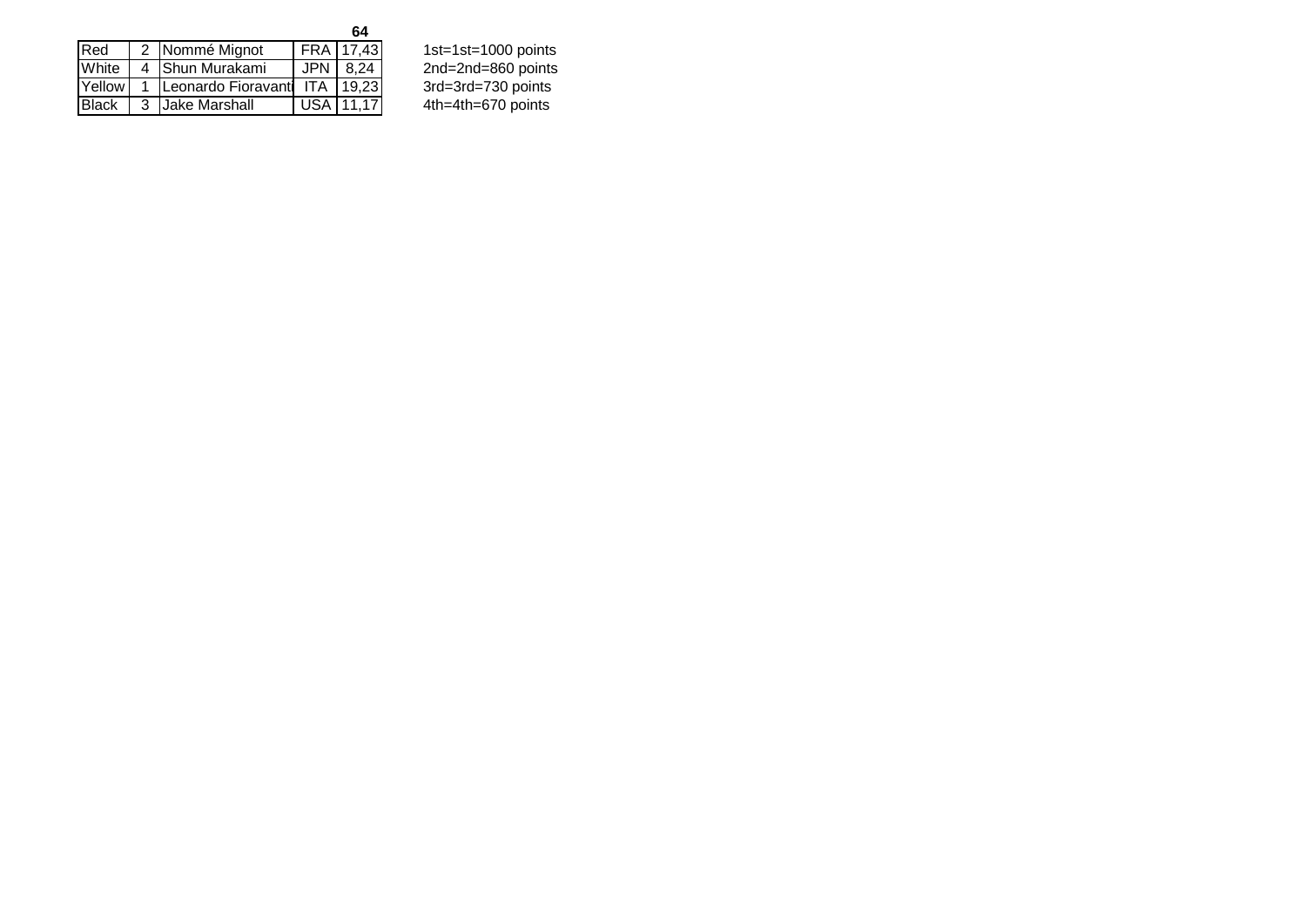| | | | | 64 |
|---|---|---|---|---|
| Red | 2 | Nommé Mignot | FRA | 17,43 |
| White | 4 | Shun Murakami | JPN | 8,24 |
| Yellow | 1 | Leonardo Fioravanti | ITA | 19,23 |
| Black | 3 | Jake Marshall | USA | 11,17 |

1st=1st=1000 points
2nd=2nd=860 points
3rd=3rd=730 points
4th=4th=670 points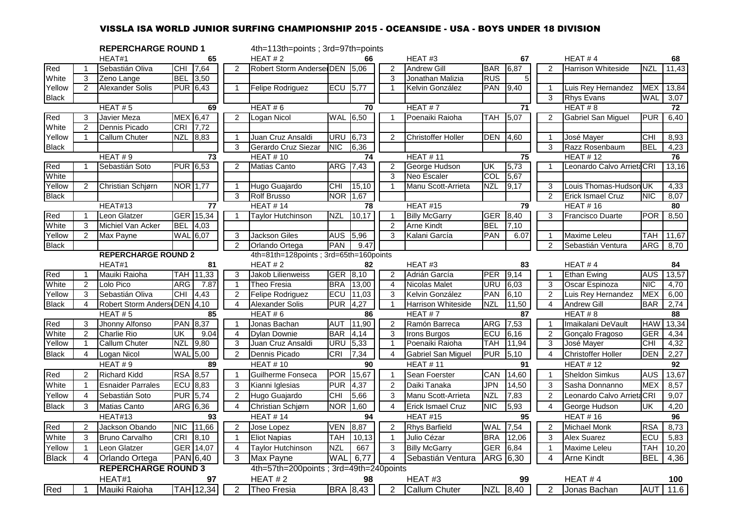# VISSLA ISA WORLD JUNIOR SURFING CHAMPIONSHIP 2015 - OCEANSIDE - USA - BOYS UNDER 18 DIVISION

## REPERCHARGE ROUND 1

4th=113th=points ; 3rd=97th=points

| | | HEAT#1 | | 65 | | HEAT # 2 | | 66 | | HEAT #3 | | 67 | | HEAT # 4 | | 68 |
|---|---|---|---|---|---|---|---|---|---|---|---|---|---|---|---|---|
| Red | 1 | Sebastián Oliva | CHI | 7,64 | 2 | Robert Storm Andersen | DEN | 5,06 | 2 | Andrew Gill | BAR | 6,87 | 2 | Harrison Whiteside | NZL | 11,43 |
| White | 3 | Zeno Lange | BEL | 3,50 | | | | | 3 | Jonathan Malizia | RUS | 5 | | | | |
| Yellow | 2 | Alexander Solis | PUR | 6,43 | 1 | Felipe Rodriguez | ECU | 5,77 | 1 | Kelvin González | PAN | 9,40 | 1 | Luis Rey Hernandez | MEX | 13,84 |
| Black | | | | | | | | | | | | | 3 | Rhys Evans | WAL | 3,07 |
| | | HEAT # 5 | | 69 | | HEAT # 6 | | 70 | | HEAT # 7 | | 71 | | HEAT # 8 | | 72 |
| Red | 3 | Javier Meza | MEX | 6,47 | 2 | Logan Nicol | WAL | 6,50 | 1 | Poenaiki Raioha | TAH | 5,07 | 2 | Gabriel San Miguel | PUR | 6,40 |
| White | 2 | Dennis Picado | CRI | 7,72 | | | | | | | | | | | | |
| Yellow | 1 | Callum Chuter | NZL | 8,83 | 1 | Juan Cruz Ansaldi | URU | 6,73 | 2 | Christoffer Holler | DEN | 4,60 | 1 | José Mayer | CHI | 8,93 |
| Black | | | | | 3 | Gerardo Cruz Siezar | NIC | 6,36 | | | | | 3 | Razz Rosenbaum | BEL | 4,23 |
| | | HEAT # 9 | | 73 | | HEAT # 10 | | 74 | | HEAT # 11 | | 75 | | HEAT # 12 | | 76 |
| Red | 1 | Sebastián Soto | PUR | 6,53 | 2 | Matias Canto | ARG | 7,43 | 2 | George Hudson | UK | 5,73 | 1 | Leonardo Calvo Arrieta | CRI | 13,16 |
| White | | | | | | | | | 3 | Neo Escaler | COL | 5,67 | | | | |
| Yellow | 2 | Christian Schjørn | NOR | 1,77 | 1 | Hugo Guajardo | CHI | 15,10 | 1 | Manu Scott-Arrieta | NZL | 9,17 | 3 | Louis Thomas-Hudson | UK | 4,33 |
| Black | | | | | 3 | Rolf Brusso | NOR | 1,67 | | | | | 2 | Erick Ismael Cruz | NIC | 8,07 |
| | | HEAT#13 | | 77 | | HEAT # 14 | | 78 | | HEAT #15 | | 79 | | HEAT # 16 | | 80 |
| Red | 1 | Leon Glatzer | GER | 15,34 | 1 | Taylor Hutchinson | NZL | 10,17 | 1 | Billy McGarry | GER | 8,40 | 3 | Francisco Duarte | POR | 8,50 |
| White | 3 | Michiel Van Acker | BEL | 4,03 | | | | | 2 | Arne Kindt | BEL | 7,10 | | | | |
| Yellow | 2 | Max Payne | WAL | 6,07 | 3 | Jackson Giles | AUS | 5,96 | 3 | Kalani García | PAN | 6.07 | 1 | Maxime Leleu | TAH | 11,67 |
| Black | | | | | 2 | Orlando Ortega | PAN | 9.47 | | | | | 2 | Sebastián Ventura | ARG | 8,70 |

## REPERCHARGE ROUND 2

4th=81th=128points ; 3rd=65th=160points

| | | HEAT#1 | | 81 | | HEAT # 2 | | 82 | | HEAT #3 | | 83 | | HEAT # 4 | | 84 |
|---|---|---|---|---|---|---|---|---|---|---|---|---|---|---|---|---|
| Red | 1 | Mauiki Raioha | TAH | 11,33 | 3 | Jakob Lilienweiss | GER | 8,10 | 2 | Adrián García | PER | 9,14 | 1 | Ethan Ewing | AUS | 13,57 |
| White | 2 | Lolo Pico | ARG | 7.87 | 1 | Theo Fresia | BRA | 13,00 | 4 | Nicolas Malet | URU | 6,03 | 3 | Oscar Espinoza | NIC | 4,70 |
| Yellow | 3 | Sebastián Oliva | CHI | 4,43 | 2 | Felipe Rodriguez | ECU | 11,03 | 3 | Kelvin González | PAN | 6,10 | 2 | Luis Rey Hernandez | MEX | 6,00 |
| Black | 4 | Robert Storm Andersen | DEN | 4,10 | 4 | Alexander Solis | PUR | 4,27 | 1 | Harrison Whiteside | NZL | 11,50 | 4 | Andrew Gill | BAR | 2,74 |
| | | HEAT # 5 | | 85 | | HEAT # 6 | | 86 | | HEAT # 7 | | 87 | | HEAT # 8 | | 88 |
| Red | 3 | Jhonny Alfonso | PAN | 8,37 | 1 | Jonas Bachan | AUT | 11,90 | 2 | Ramón Barreca | ARG | 7,53 | 1 | Imaikalani DeVault | HAW | 13,34 |
| White | 2 | Charlie Rio | UK | 9.04 | 4 | Dylan Downie | BAR | 4,14 | 3 | Irons Burgos | ECU | 6,16 | 2 | Gonçalo Fragoso | GER | 4,34 |
| Yellow | 1 | Callum Chuter | NZL | 9,80 | 3 | Juan Cruz Ansaldi | URU | 5,33 | 1 | Poenaiki Raioha | TAH | 11,94 | 3 | José Mayer | CHI | 4,32 |
| Black | 4 | Logan Nicol | WAL | 5,00 | 2 | Dennis Picado | CRI | 7,34 | 4 | Gabriel San Miguel | PUR | 5,10 | 4 | Christoffer Holler | DEN | 2,27 |
| | | HEAT # 9 | | 89 | | HEAT # 10 | | 90 | | HEAT # 11 | | 91 | | HEAT # 12 | | 92 |
| Red | 2 | Richard Kidd | RSA | 8,57 | 1 | Guilherme Fonseca | POR | 15,67 | 1 | Sean Foerster | CAN | 14,60 | 1 | Sheldon Simkus | AUS | 13,67 |
| White | 1 | Esnaider Parrales | ECU | 8,83 | 3 | Kianni Iglesias | PUR | 4,37 | 2 | Daiki Tanaka | JPN | 14,50 | 3 | Sasha Donnanno | MEX | 8,57 |
| Yellow | 4 | Sebastián Soto | PUR | 5,74 | 2 | Hugo Guajardo | CHI | 5,66 | 3 | Manu Scott-Arrieta | NZL | 7,83 | 2 | Leonardo Calvo Arrieta | CRI | 9,07 |
| Black | 3 | Matias Canto | ARG | 6,36 | 4 | Christian Schjørn | NOR | 1,60 | 4 | Erick Ismael Cruz | NIC | 5,93 | 4 | George Hudson | UK | 4,20 |
| | | HEAT#13 | | 93 | | HEAT # 14 | | 94 | | HEAT #15 | | 95 | | HEAT # 16 | | 96 |
| Red | 2 | Jackson Obando | NIC | 11,66 | 2 | Jose Lopez | VEN | 8,87 | 2 | Rhys Barfield | WAL | 7,54 | 2 | Michael Monk | RSA | 8,73 |
| White | 3 | Bruno Carvalho | CRI | 8,10 | 1 | Eliot Napias | TAH | 10,13 | 1 | Julio Cézar | BRA | 12,06 | 3 | Alex Suarez | ECU | 5,83 |
| Yellow | 1 | Leon Glatzer | GER | 14,07 | 4 | Taylor Hutchinson | NZL | 667 | 3 | Billy McGarry | GER | 6,84 | 1 | Maxime Leleu | TAH | 10,20 |
| Black | 4 | Orlando Ortega | PAN | 6,40 | 3 | Max Payne | WAL | 6,77 | 4 | Sebastián Ventura | ARG | 6,30 | 4 | Arne Kindt | BEL | 4,36 |

## REPERCHARGE ROUND 3

4th=57th=200points ; 3rd=49th=240points

| | | HEAT#1 | | 97 | | HEAT # 2 | | 98 | | HEAT #3 | | 99 | | HEAT # 4 | | 100 |
|---|---|---|---|---|---|---|---|---|---|---|---|---|---|---|---|---|
| Red | 1 | Mauiki Raioha | TAH | 12,34 | 2 | Theo Fresia | BRA | 8,43 | 2 | Callum Chuter | NZL | 8,40 | 2 | Jonas Bachan | AUT | 11.6 |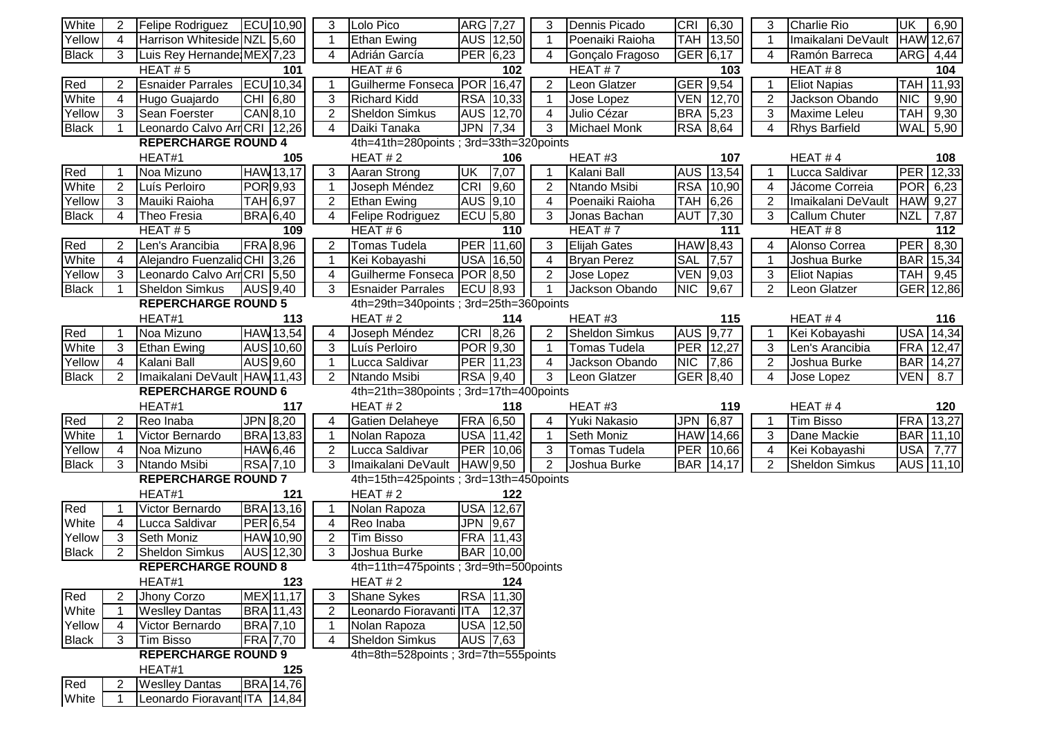| | | | | | | | | | | | | | | | | |
|---|---|---|---|---|---|---|---|---|---|---|---|---|---|---|---|---|
| White | 2 | Felipe Rodriguez | ECU | 10,90 | 3 | Lolo Pico | ARG | 7,27 | 3 | Dennis Picado | CRI | 6,30 | 3 | Charlie Rio | UK | 6,90 |
| Yellow | 4 | Harrison Whiteside | NZL | 5,60 | 1 | Ethan Ewing | AUS | 12,50 | 1 | Poenaiki Raioha | TAH | 13,50 | 1 | Imaikalani DeVault | HAW | 12,67 |
| Black | 3 | Luis Rey Hernande | MEX | 7,23 | 4 | Adrián García | PER | 6,23 | 4 | Gonçalo Fragoso | GER | 6,17 | 4 | Ramón Barreca | ARG | 4,44 |

| | | HEAT # 5 | | 101 | | HEAT # 6 | | 102 | | HEAT # 7 | | 103 | | HEAT # 8 | | 104 |
|---|---|---|---|---|---|---|---|---|---|---|---|---|---|---|---|---|
| Red | 2 | Esnaider Parrales | ECU | 10,34 | 1 | Guilherme Fonseca | POR | 16,47 | 2 | Leon Glatzer | GER | 9,54 | 1 | Eliot Napias | TAH | 11,93 |
| White | 4 | Hugo Guajardo | CHI | 6,80 | 3 | Richard Kidd | RSA | 10,33 | 1 | Jose Lopez | VEN | 12,70 | 2 | Jackson Obando | NIC | 9,90 |
| Yellow | 3 | Sean Foerster | CAN | 8,10 | 2 | Sheldon Simkus | AUS | 12,70 | 4 | Julio Cézar | BRA | 5,23 | 3 | Maxime Leleu | TAH | 9,30 |
| Black | 1 | Leonardo Calvo Arr | CRI | 12,26 | 4 | Daiki Tanaka | JPN | 7,34 | 3 | Michael Monk | RSA | 8,64 | 4 | Rhys Barfield | WAL | 5,90 |

**REPERCHARGE ROUND 4** — 4th=41th=280points ; 3rd=33th=320points

| | | HEAT#1 | | 105 | | HEAT # 2 | | 106 | | HEAT#3 | | 107 | | HEAT # 4 | | 108 |
|---|---|---|---|---|---|---|---|---|---|---|---|---|---|---|---|---|
| Red | 1 | Noa Mizuno | HAW | 13,17 | 3 | Aaran Strong | UK | 7,07 | 1 | Kalani Ball | AUS | 13,54 | 1 | Lucca Saldivar | PER | 12,33 |
| White | 2 | Luís Perloiro | POR | 9,93 | 1 | Joseph Méndez | CRI | 9,60 | 2 | Ntando Msibi | RSA | 10,90 | 4 | Jácome Correia | POR | 6,23 |
| Yellow | 3 | Mauiki Raioha | TAH | 6,97 | 2 | Ethan Ewing | AUS | 9,10 | 4 | Poenaiki Raioha | TAH | 6,26 | 2 | Imaikalani DeVault | HAW | 9,27 |
| Black | 4 | Theo Fresia | BRA | 6,40 | 4 | Felipe Rodriguez | ECU | 5,80 | 3 | Jonas Bachan | AUT | 7,30 | 3 | Callum Chuter | NZL | 7,87 |

| | | HEAT # 5 | | 109 | | HEAT # 6 | | 110 | | HEAT # 7 | | 111 | | HEAT # 8 | | 112 |
|---|---|---|---|---|---|---|---|---|---|---|---|---|---|---|---|---|
| Red | 2 | Len's Arancibia | FRA | 8,96 | 2 | Tomas Tudela | PER | 11,60 | 3 | Elijah Gates | HAW | 8,43 | 4 | Alonso Correa | PER | 8,30 |
| White | 4 | Alejandro Fuenzalid | CHI | 3,26 | 1 | Kei Kobayashi | USA | 16,50 | 4 | Bryan Perez | SAL | 7,57 | 1 | Joshua Burke | BAR | 15,34 |
| Yellow | 3 | Leonardo Calvo Arr | CRI | 5,50 | 4 | Guilherme Fonseca | POR | 8,50 | 2 | Jose Lopez | VEN | 9,03 | 3 | Eliot Napias | TAH | 9,45 |
| Black | 1 | Sheldon Simkus | AUS | 9,40 | 3 | Esnaider Parrales | ECU | 8,93 | 1 | Jackson Obando | NIC | 9,67 | 2 | Leon Glatzer | GER | 12,86 |

**REPERCHARGE ROUND 5** — 4th=29th=340points ; 3rd=25th=360points

| | | HEAT#1 | | 113 | | HEAT # 2 | | 114 | | HEAT#3 | | 115 | | HEAT # 4 | | 116 |
|---|---|---|---|---|---|---|---|---|---|---|---|---|---|---|---|---|
| Red | 1 | Noa Mizuno | HAW | 13,54 | 4 | Joseph Méndez | CRI | 8,26 | 2 | Sheldon Simkus | AUS | 9,77 | 1 | Kei Kobayashi | USA | 14,34 |
| White | 3 | Ethan Ewing | AUS | 10,60 | 3 | Luís Perloiro | POR | 9,30 | 1 | Tomas Tudela | PER | 12,27 | 3 | Len's Arancibia | FRA | 12,47 |
| Yellow | 4 | Kalani Ball | AUS | 9,60 | 1 | Lucca Saldivar | PER | 11,23 | 4 | Jackson Obando | NIC | 7,86 | 2 | Joshua Burke | BAR | 14,27 |
| Black | 2 | Imaikalani DeVault | HAW | 11,43 | 2 | Ntando Msibi | RSA | 9,40 | 3 | Leon Glatzer | GER | 8,40 | 4 | Jose Lopez | VEN | 8.7 |

**REPERCHARGE ROUND 6** — 4th=21th=380points ; 3rd=17th=400points

| | | HEAT#1 | | 117 | | HEAT # 2 | | 118 | | HEAT#3 | | 119 | | HEAT # 4 | | 120 |
|---|---|---|---|---|---|---|---|---|---|---|---|---|---|---|---|---|
| Red | 2 | Reo Inaba | JPN | 8,20 | 4 | Gatien Delaheye | FRA | 6,50 | 4 | Yuki Nakasio | JPN | 6,87 | 1 | Tim Bisso | FRA | 13,27 |
| White | 1 | Victor Bernardo | BRA | 13,83 | 1 | Nolan Rapoza | USA | 11,42 | 1 | Seth Moniz | HAW | 14,66 | 3 | Dane Mackie | BAR | 11,10 |
| Yellow | 4 | Noa Mizuno | HAW | 6,46 | 2 | Lucca Saldivar | PER | 10,06 | 3 | Tomas Tudela | PER | 10,66 | 4 | Kei Kobayashi | USA | 7,77 |
| Black | 3 | Ntando Msibi | RSA | 7,10 | 3 | Imaikalani DeVault | HAW | 9,50 | 2 | Joshua Burke | BAR | 14,17 | 2 | Sheldon Simkus | AUS | 11,10 |

**REPERCHARGE ROUND 7** — 4th=15th=425points ; 3rd=13th=450points

| | | HEAT#1 | | 121 | | HEAT # 2 | | 122 |
|---|---|---|---|---|---|---|---|---|
| Red | 1 | Victor Bernardo | BRA | 13,16 | 1 | Nolan Rapoza | USA | 12,67 |
| White | 4 | Lucca Saldivar | PER | 6,54 | 4 | Reo Inaba | JPN | 9,67 |
| Yellow | 3 | Seth Moniz | HAW | 10,90 | 2 | Tim Bisso | FRA | 11,43 |
| Black | 2 | Sheldon Simkus | AUS | 12,30 | 3 | Joshua Burke | BAR | 10,00 |

**REPERCHARGE ROUND 8** — 4th=11th=475points ; 3rd=9th=500points

| | | HEAT#1 | | 123 | | HEAT # 2 | | 124 |
|---|---|---|---|---|---|---|---|---|
| Red | 2 | Jhony Corzo | MEX | 11,17 | 3 | Shane Sykes | RSA | 11,30 |
| White | 1 | Weslley Dantas | BRA | 11,43 | 2 | Leonardo Fioravanti | ITA | 12,37 |
| Yellow | 4 | Victor Bernardo | BRA | 7,10 | 1 | Nolan Rapoza | USA | 12,50 |
| Black | 3 | Tim Bisso | FRA | 7,70 | 4 | Sheldon Simkus | AUS | 7,63 |

**REPERCHARGE ROUND 9** — 4th=8th=528points ; 3rd=7th=555points

| | | HEAT#1 | | 125 |
|---|---|---|---|---|
| Red | 2 | Weslley Dantas | BRA | 14,76 |
| White | 1 | Leonardo Fioravant | ITA | 14,84 |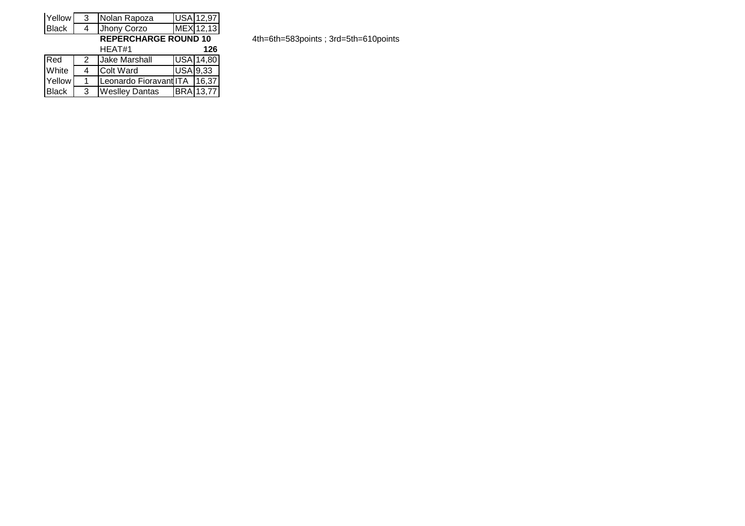| | | | | |
|---|---|---|---|---|
| Yellow | 3 | Nolan Rapoza | USA | 12,97 |
| Black | 4 | Jhony Corzo | MEX | 12,13 |

**REPERCHARGE ROUND 10**

4th=6th=583points ; 3rd=5th=610points

| | | HEAT#1 | | **126** |
|---|---|---|---|---|
| Red | 2 | Jake Marshall | USA | 14,80 |
| White | 4 | Colt Ward | USA | 9,33 |
| Yellow | 1 | Leonardo Fioravant | ITA | 16,37 |
| Black | 3 | Weslley Dantas | BRA | 13,77 |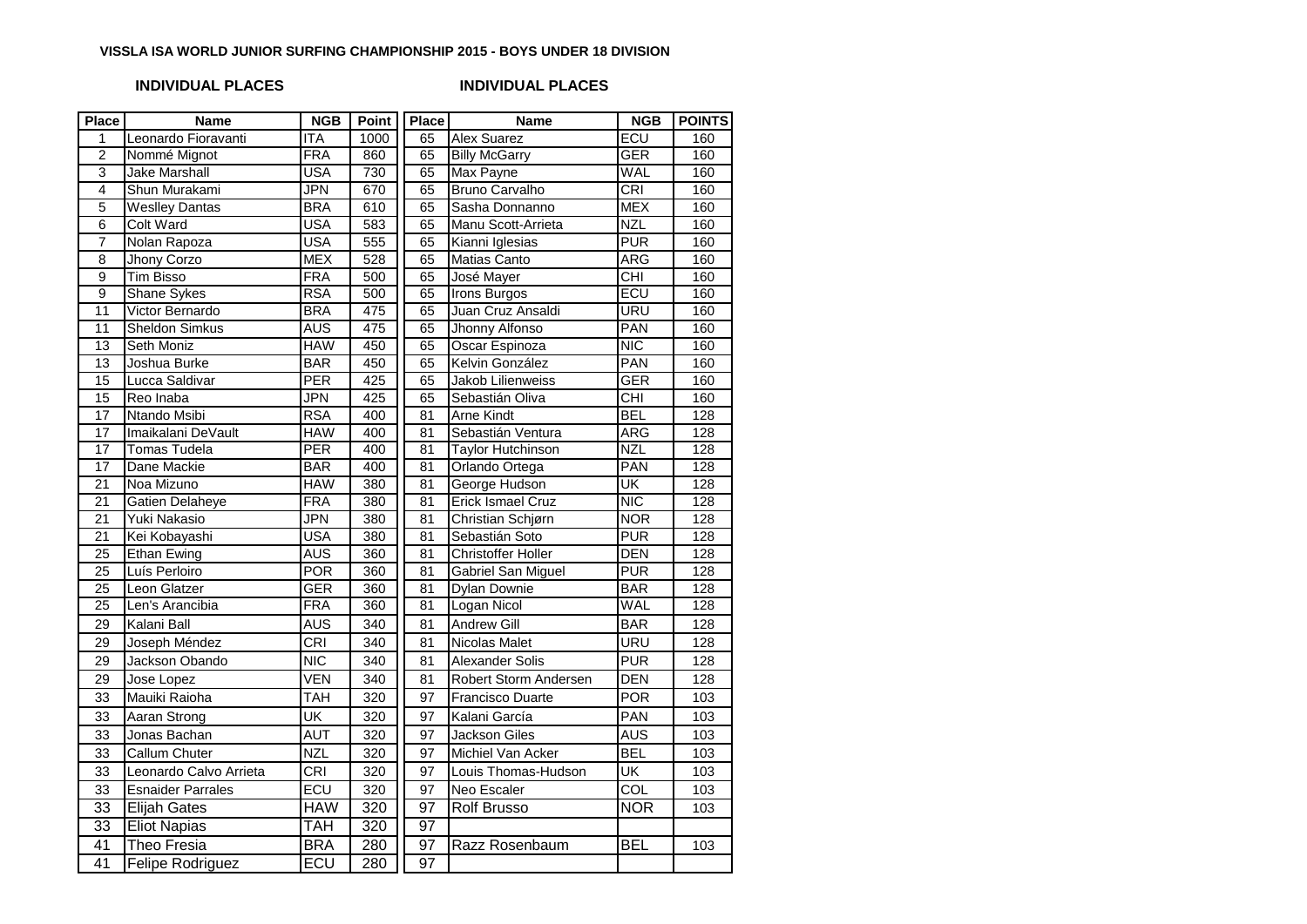**VISSLA ISA WORLD JUNIOR SURFING CHAMPIONSHIP 2015 - BOYS UNDER 18 DIVISION**

**INDIVIDUAL PLACES** **INDIVIDUAL PLACES**

| Place | Name | NGB | Point | Place | Name | NGB | POINTS |
|---|---|---|---|---|---|---|---|
| 1 | Leonardo Fioravanti | ITA | 1000 | 65 | Alex Suarez | ECU | 160 |
| 2 | Nommé Mignot | FRA | 860 | 65 | Billy McGarry | GER | 160 |
| 3 | Jake Marshall | USA | 730 | 65 | Max Payne | WAL | 160 |
| 4 | Shun Murakami | JPN | 670 | 65 | Bruno Carvalho | CRI | 160 |
| 5 | Weslley Dantas | BRA | 610 | 65 | Sasha Donnanno | MEX | 160 |
| 6 | Colt Ward | USA | 583 | 65 | Manu Scott-Arrieta | NZL | 160 |
| 7 | Nolan Rapoza | USA | 555 | 65 | Kianni Iglesias | PUR | 160 |
| 8 | Jhony Corzo | MEX | 528 | 65 | Matias Canto | ARG | 160 |
| 9 | Tim Bisso | FRA | 500 | 65 | José Mayer | CHI | 160 |
| 9 | Shane Sykes | RSA | 500 | 65 | Irons Burgos | ECU | 160 |
| 11 | Victor Bernardo | BRA | 475 | 65 | Juan Cruz Ansaldi | URU | 160 |
| 11 | Sheldon Simkus | AUS | 475 | 65 | Jhonny Alfonso | PAN | 160 |
| 13 | Seth Moniz | HAW | 450 | 65 | Oscar Espinoza | NIC | 160 |
| 13 | Joshua Burke | BAR | 450 | 65 | Kelvin González | PAN | 160 |
| 15 | Lucca Saldivar | PER | 425 | 65 | Jakob Lilienweiss | GER | 160 |
| 15 | Reo Inaba | JPN | 425 | 65 | Sebastián Oliva | CHI | 160 |
| 17 | Ntando Msibi | RSA | 400 | 81 | Arne Kindt | BEL | 128 |
| 17 | Imaikalani DeVault | HAW | 400 | 81 | Sebastián Ventura | ARG | 128 |
| 17 | Tomas Tudela | PER | 400 | 81 | Taylor Hutchinson | NZL | 128 |
| 17 | Dane Mackie | BAR | 400 | 81 | Orlando Ortega | PAN | 128 |
| 21 | Noa Mizuno | HAW | 380 | 81 | George Hudson | UK | 128 |
| 21 | Gatien Delaheye | FRA | 380 | 81 | Erick Ismael Cruz | NIC | 128 |
| 21 | Yuki Nakasio | JPN | 380 | 81 | Christian Schjørn | NOR | 128 |
| 21 | Kei Kobayashi | USA | 380 | 81 | Sebastián Soto | PUR | 128 |
| 25 | Ethan Ewing | AUS | 360 | 81 | Christoffer Holler | DEN | 128 |
| 25 | Luís Perloiro | POR | 360 | 81 | Gabriel San Miguel | PUR | 128 |
| 25 | Leon Glatzer | GER | 360 | 81 | Dylan Downie | BAR | 128 |
| 25 | Len's Arancibia | FRA | 360 | 81 | Logan Nicol | WAL | 128 |
| 29 | Kalani Ball | AUS | 340 | 81 | Andrew Gill | BAR | 128 |
| 29 | Joseph Méndez | CRI | 340 | 81 | Nicolas Malet | URU | 128 |
| 29 | Jackson Obando | NIC | 340 | 81 | Alexander Solis | PUR | 128 |
| 29 | Jose Lopez | VEN | 340 | 81 | Robert Storm Andersen | DEN | 128 |
| 33 | Mauiki Raioha | TAH | 320 | 97 | Francisco Duarte | POR | 103 |
| 33 | Aaran Strong | UK | 320 | 97 | Kalani García | PAN | 103 |
| 33 | Jonas Bachan | AUT | 320 | 97 | Jackson Giles | AUS | 103 |
| 33 | Callum Chuter | NZL | 320 | 97 | Michiel Van Acker | BEL | 103 |
| 33 | Leonardo Calvo Arrieta | CRI | 320 | 97 | Louis Thomas-Hudson | UK | 103 |
| 33 | Esnaider Parrales | ECU | 320 | 97 | Neo Escaler | COL | 103 |
| 33 | Elijah Gates | HAW | 320 | 97 | Rolf Brusso | NOR | 103 |
| 33 | Eliot Napias | TAH | 320 | 97 | | | |
| 41 | Theo Fresia | BRA | 280 | 97 | Razz Rosenbaum | BEL | 103 |
| 41 | Felipe Rodriguez | ECU | 280 | 97 | | | |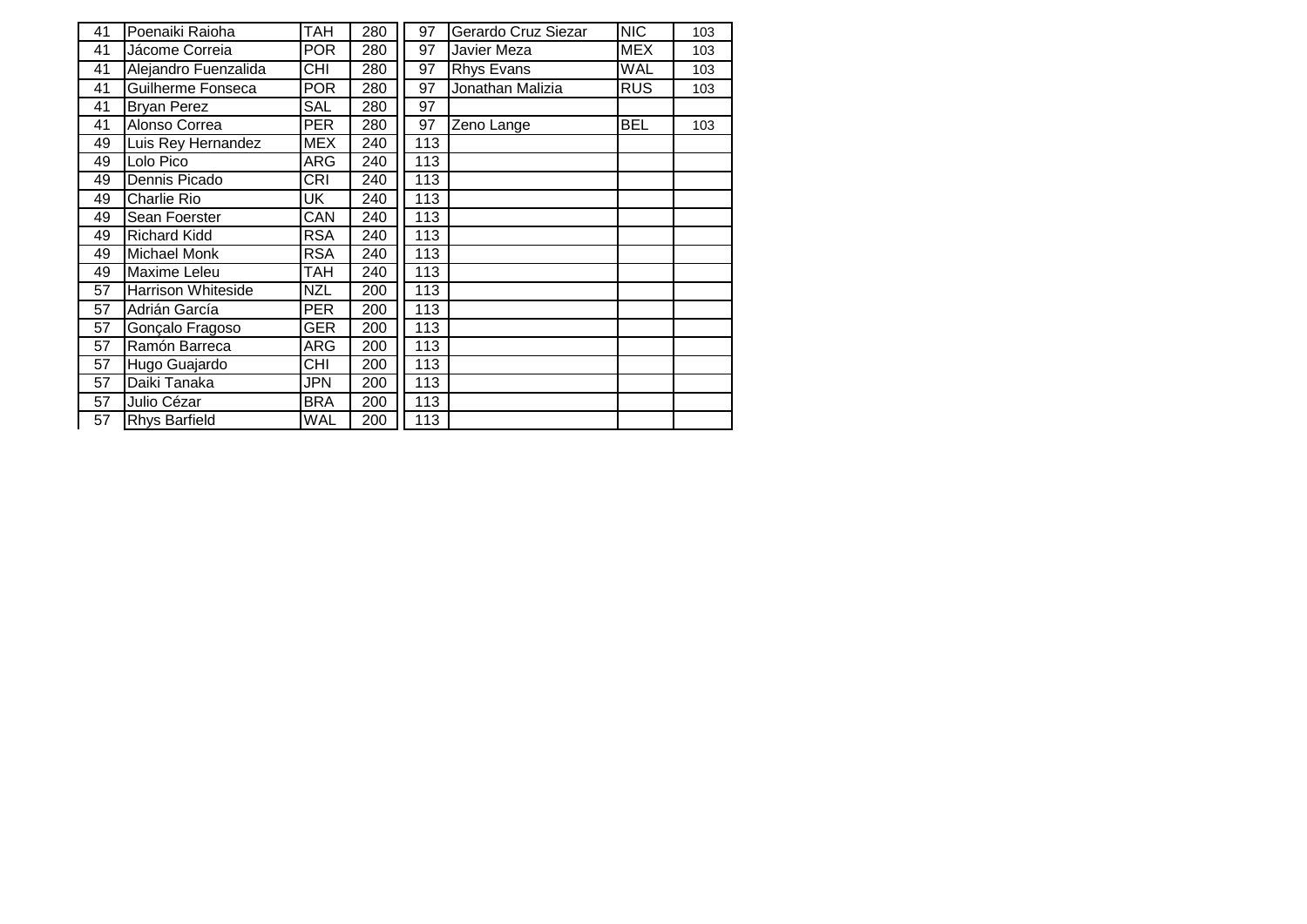| | | | | | | | |
|---|---|---|---|---|---|---|---|
| 41 | Poenaiki Raioha | TAH | 280 | 97 | Gerardo Cruz Siezar | NIC | 103 |
| 41 | Jácome Correia | POR | 280 | 97 | Javier Meza | MEX | 103 |
| 41 | Alejandro Fuenzalida | CHI | 280 | 97 | Rhys Evans | WAL | 103 |
| 41 | Guilherme Fonseca | POR | 280 | 97 | Jonathan Malizia | RUS | 103 |
| 41 | Bryan Perez | SAL | 280 | 97 | | | |
| 41 | Alonso Correa | PER | 280 | 97 | Zeno Lange | BEL | 103 |
| 49 | Luis Rey Hernandez | MEX | 240 | 113 | | | |
| 49 | Lolo Pico | ARG | 240 | 113 | | | |
| 49 | Dennis Picado | CRI | 240 | 113 | | | |
| 49 | Charlie Rio | UK | 240 | 113 | | | |
| 49 | Sean Foerster | CAN | 240 | 113 | | | |
| 49 | Richard Kidd | RSA | 240 | 113 | | | |
| 49 | Michael Monk | RSA | 240 | 113 | | | |
| 49 | Maxime Leleu | TAH | 240 | 113 | | | |
| 57 | Harrison Whiteside | NZL | 200 | 113 | | | |
| 57 | Adrián García | PER | 200 | 113 | | | |
| 57 | Gonçalo Fragoso | GER | 200 | 113 | | | |
| 57 | Ramón Barreca | ARG | 200 | 113 | | | |
| 57 | Hugo Guajardo | CHI | 200 | 113 | | | |
| 57 | Daiki Tanaka | JPN | 200 | 113 | | | |
| 57 | Julio Cézar | BRA | 200 | 113 | | | |
| 57 | Rhys Barfield | WAL | 200 | 113 | | | |